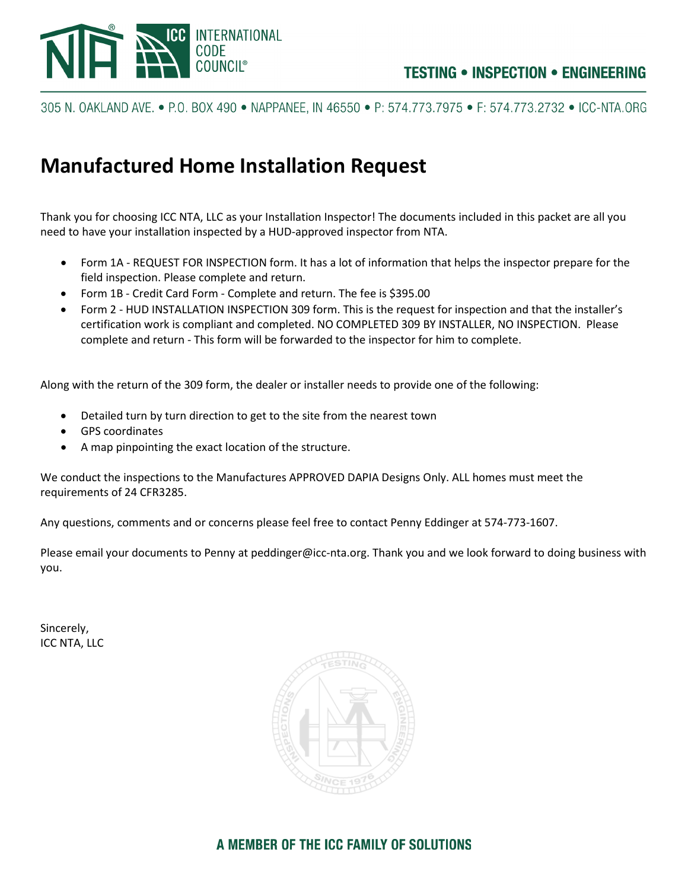TESTING • INSPECTION • ENGINEERING

305 N. OAKLAND AVE. • P.O. BOX 490 • NAPPANEE, IN 46550 • P: 574.773.7975 • F: 574.773.2732 • ICC-NTA.ORG

# Manufactured Home Installation Request

Thank you for choosing ICC NTA, LLC as your Installation Inspector! The documents included in this packet are all you need to have your installation inspected by a HUD-approved inspector from NTA.

- Form 1A - REQUEST FOR INSPECTION form. It has a lot of information that helps the inspector prepare for the field inspection. Please complete and return.
- Form 1B - Credit Card Form - Complete and return. The fee is $395.00
- Form 2 - HUD INSTALLATION INSPECTION 309 form. This is the request for inspection and that the installer's certification work is compliant and completed. NO COMPLETED 309 BY INSTALLER, NO INSPECTION. Please complete and return - This form will be forwarded to the inspector for him to complete.

Along with the return of the 309 form, the dealer or installer needs to provide one of the following:

- Detailed turn by turn direction to get to the site from the nearest town
- GPS coordinates
- A map pinpointing the exact location of the structure.

We conduct the inspections to the Manufactures APPROVED DAPIA Designs Only. ALL homes must meet the requirements of 24 CFR3285.

Any questions, comments and or concerns please feel free to contact Penny Eddinger at 574-773-1607.

Please email your documents to Penny at peddinger@icc-nta.org. Thank you and we look forward to doing business with you.

Sincerely,
ICC NTA, LLC

A MEMBER OF THE ICC FAMILY OF SOLUTIONS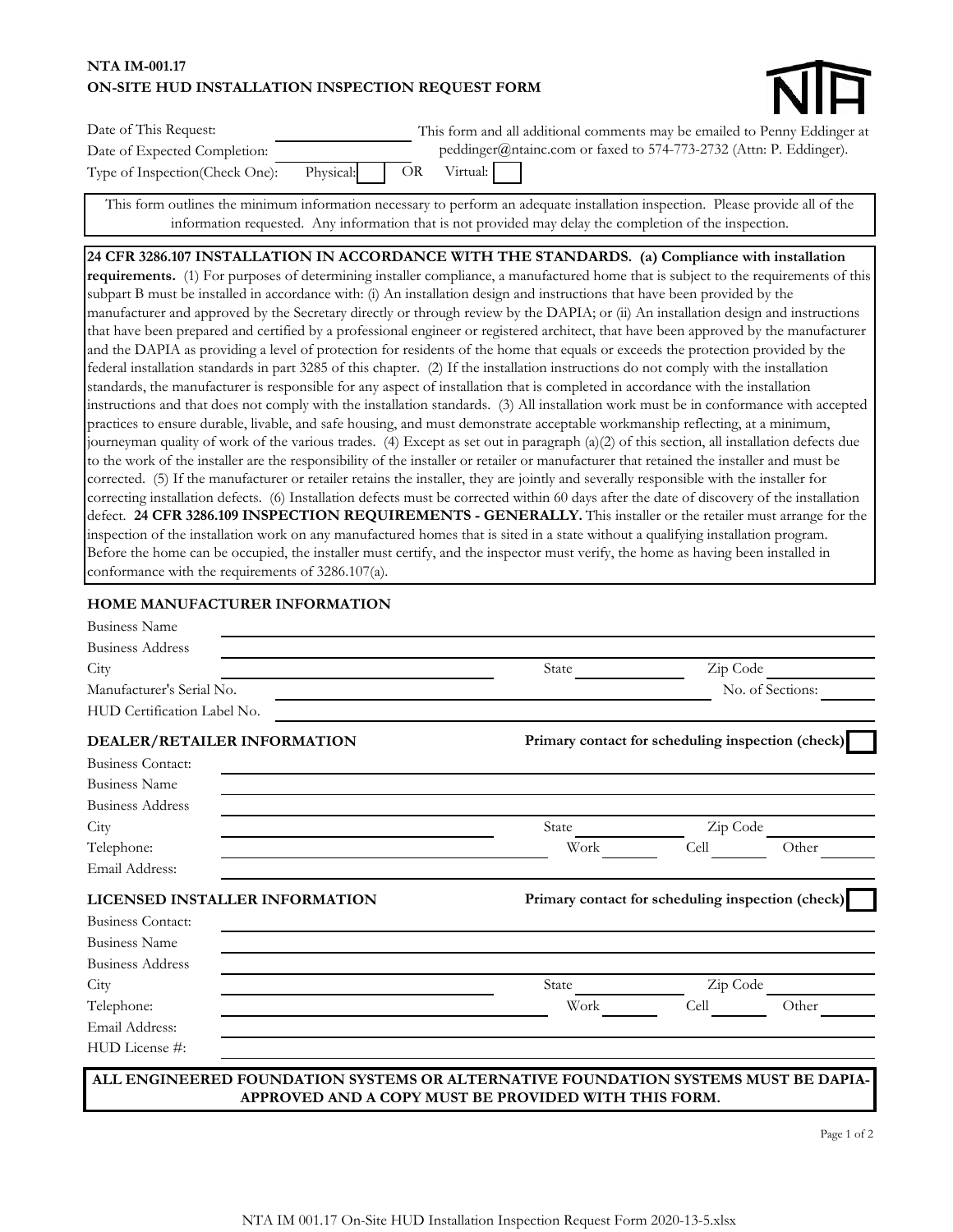**NTA IM-001.17**
**ON-SITE HUD INSTALLATION INSPECTION REQUEST FORM**

NTA

Date of This Request: ____________________

Date of Expected Completion: ____________________

Type of Inspection(Check One): Physical: [ ] OR Virtual: [ ]

This form and all additional comments may be emailed to Penny Eddinger at peddinger@ntainc.com or faxed to 574-773-2732 (Attn: P. Eddinger).

This form outlines the minimum information necessary to perform an adequate installation inspection. Please provide all of the information requested. Any information that is not provided may delay the completion of the inspection.

**24 CFR 3286.107 INSTALLATION IN ACCORDANCE WITH THE STANDARDS. (a) Compliance with installation requirements.** (1) For purposes of determining installer compliance, a manufactured home that is subject to the requirements of this subpart B must be installed in accordance with: (i) An installation design and instructions that have been provided by the manufacturer and approved by the Secretary directly or through review by the DAPIA; or (ii) An installation design and instructions that have been prepared and certified by a professional engineer or registered architect, that have been approved by the manufacturer and the DAPIA as providing a level of protection for residents of the home that equals or exceeds the protection provided by the federal installation standards in part 3285 of this chapter. (2) If the installation instructions do not comply with the installation standards, the manufacturer is responsible for any aspect of installation that is completed in accordance with the installation instructions and that does not comply with the installation standards. (3) All installation work must be in conformance with accepted practices to ensure durable, livable, and safe housing, and must demonstrate acceptable workmanship reflecting, at a minimum, journeyman quality of work of the various trades. (4) Except as set out in paragraph (a)(2) of this section, all installation defects due to the work of the installer are the responsibility of the installer or retailer or manufacturer that retained the installer and must be corrected. (5) If the manufacturer or retailer retains the installer, they are jointly and severally responsible with the installer for correcting installation defects. (6) Installation defects must be corrected within 60 days after the date of discovery of the installation defect. **24 CFR 3286.109 INSPECTION REQUIREMENTS - GENERALLY.** This installer or the retailer must arrange for the inspection of the installation work on any manufactured homes that is sited in a state without a qualifying installation program. Before the home can be occupied, the installer must certify, and the inspector must verify, the home as having been installed in conformance with the requirements of 3286.107(a).

## HOME MANUFACTURER INFORMATION

Business Name: ____________________

Business Address: ____________________

City: ____________________ State: ________ Zip Code: ________

Manufacturer's Serial No.: ____________________ No. of Sections: ________

HUD Certification Label No.: ____________________

## DEALER/RETAILER INFORMATION

**Primary contact for scheduling inspection (check)** [ ]

Business Contact: ____________________

Business Name: ____________________

Business Address: ____________________

City: ____________________ State: ________ Zip Code: ________

Telephone: ____________________ Work ________ Cell ________ Other ________

Email Address: ____________________

## LICENSED INSTALLER INFORMATION

**Primary contact for scheduling inspection (check)** [ ]

Business Contact: ____________________

Business Name: ____________________

Business Address: ____________________

City: ____________________ State: ________ Zip Code: ________

Telephone: ____________________ Work ________ Cell ________ Other ________

Email Address: ____________________

HUD License #: ____________________

**ALL ENGINEERED FOUNDATION SYSTEMS OR ALTERNATIVE FOUNDATION SYSTEMS MUST BE DAPIA-APPROVED AND A COPY MUST BE PROVIDED WITH THIS FORM.**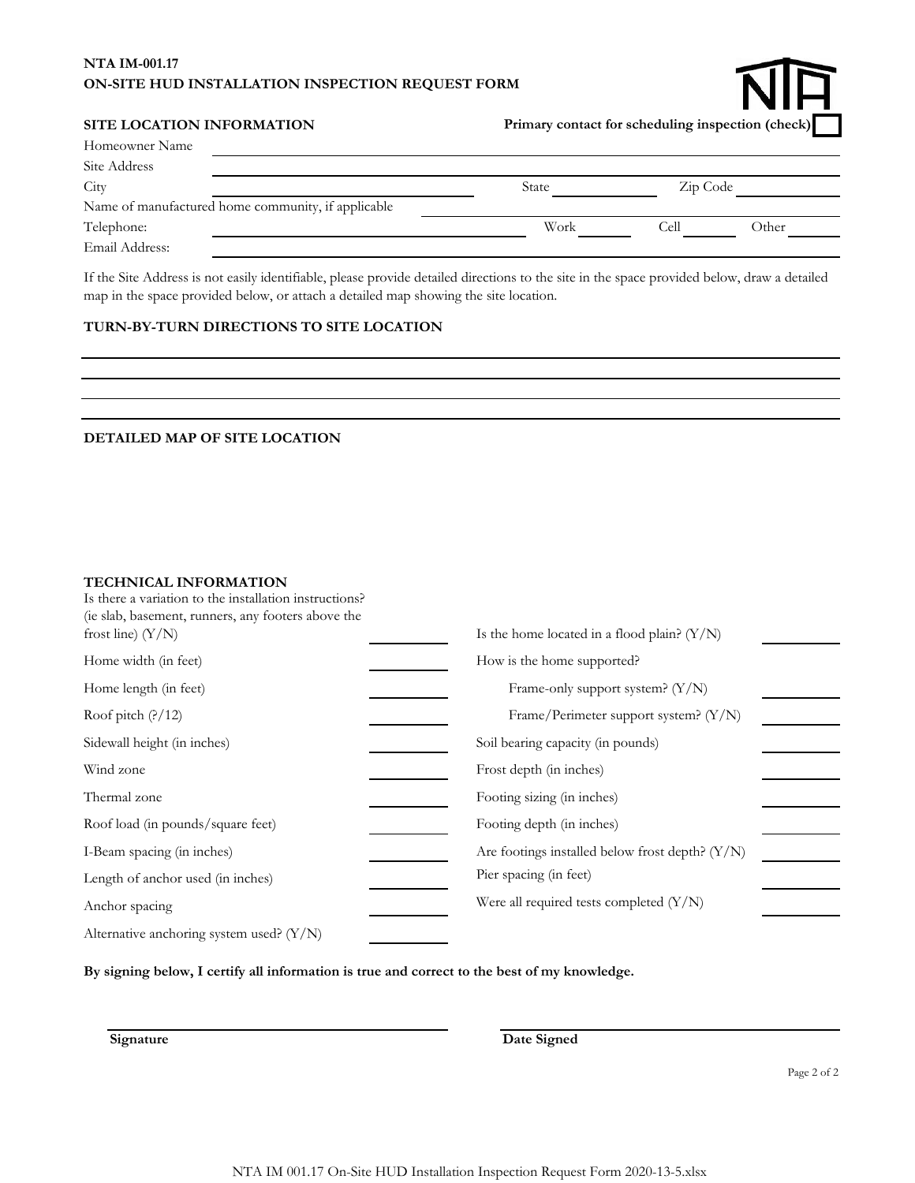**NTA IM-001.17**
**ON-SITE HUD INSTALLATION INSPECTION REQUEST FORM**

## SITE LOCATION INFORMATION

**Primary contact for scheduling inspection (check)** ☐

Homeowner Name ______________________________

Site Address ______________________________

City ______________________ State __________ Zip Code __________

Name of manufactured home community, if applicable ______________________________

Telephone: ______________________ Work __________ Cell __________ Other __________

Email Address: ______________________________

If the Site Address is not easily identifiable, please provide detailed directions to the site in the space provided below, draw a detailed map in the space provided below, or attach a detailed map showing the site location.

## TURN-BY-TURN DIRECTIONS TO SITE LOCATION

______________________________

______________________________

______________________________

## DETAILED MAP OF SITE LOCATION

## TECHNICAL INFORMATION

| | | | |
|---|---|---|---|
| Is there a variation to the installation instructions? (ie slab, basement, runners, any footers above the frost line) (Y/N) | | Is the home located in a flood plain? (Y/N) | |
| Home width (in feet) | | How is the home supported? | |
| Home length (in feet) | | Frame-only support system? (Y/N) | |
| Roof pitch (?/12) | | Frame/Perimeter support system? (Y/N) | |
| Sidewall height (in inches) | | Soil bearing capacity (in pounds) | |
| Wind zone | | Frost depth (in inches) | |
| Thermal zone | | Footing sizing (in inches) | |
| Roof load (in pounds/square feet) | | Footing depth (in inches) | |
| I-Beam spacing (in inches) | | Are footings installed below frost depth? (Y/N) | |
| Length of anchor used (in inches) | | Pier spacing (in feet) | |
| Anchor spacing | | Were all required tests completed (Y/N) | |
| Alternative anchoring system used? (Y/N) | | | |

**By signing below, I certify all information is true and correct to the best of my knowledge.**

______________________________ ______________________________
**Signature** **Date Signed**

NTA IM 001.17 On-Site HUD Installation Inspection Request Form 2020-13-5.xlsx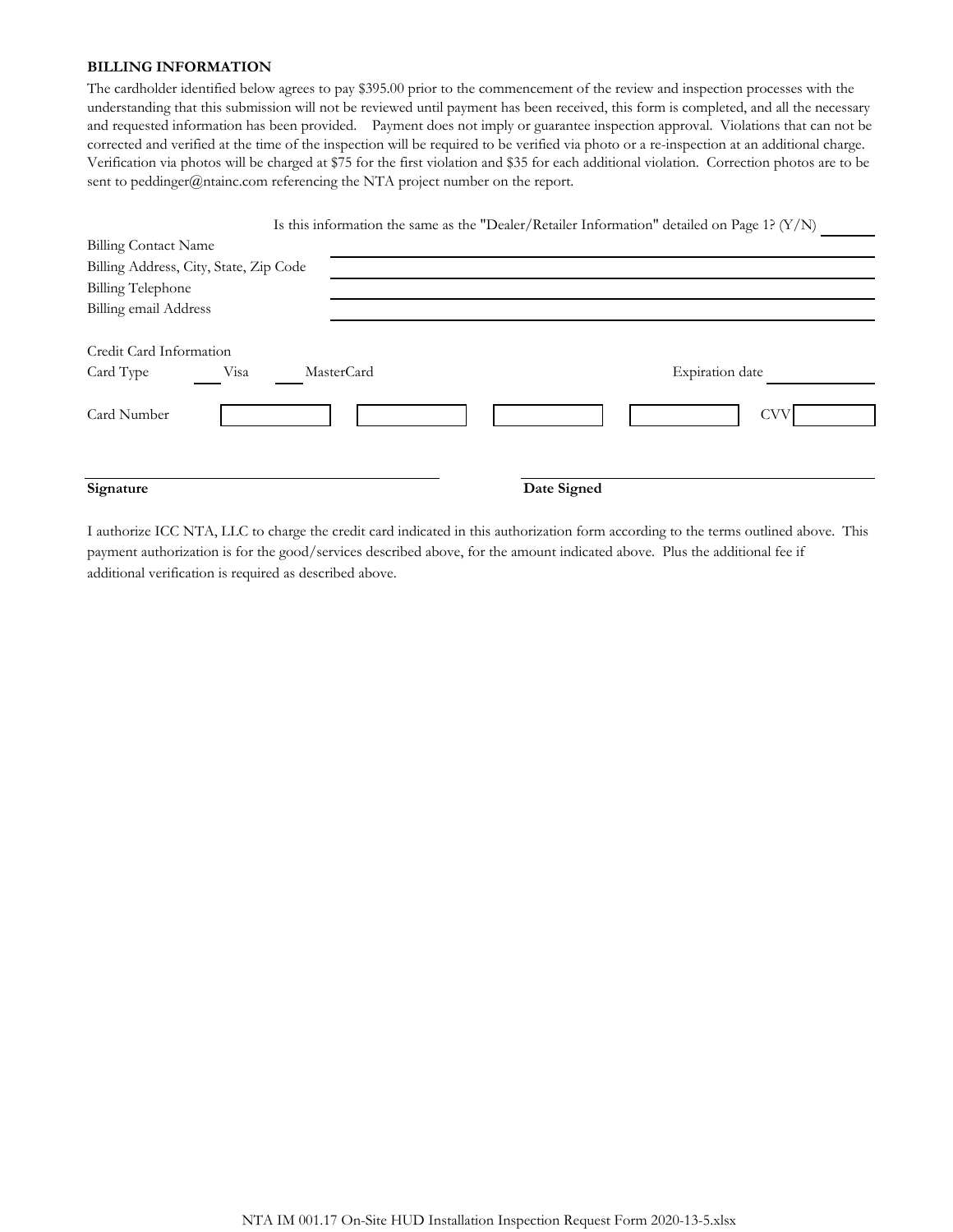**BILLING INFORMATION**

The cardholder identified below agrees to pay $395.00 prior to the commencement of the review and inspection processes with the understanding that this submission will not be reviewed until payment has been received, this form is completed, and all the necessary and requested information has been provided. Payment does not imply or guarantee inspection approval. Violations that can not be corrected and verified at the time of the inspection will be required to be verified via photo or a re-inspection at an additional charge. Verification via photos will be charged at $75 for the first violation and $35 for each additional violation. Correction photos are to be sent to peddinger@ntainc.com referencing the NTA project number on the report.

Is this information the same as the "Dealer/Retailer Information" detailed on Page 1? (Y/N) ______

Billing Contact Name ______________________________

Billing Address, City, State, Zip Code ______________________________

Billing Telephone ______________________________

Billing email Address ______________________________

Credit Card Information

Card Type ____ Visa ____ MasterCard

Expiration date ______________

Card Number [ ] [ ] [ ] [ ] CVV [ ]

______________________________ ______________________________

**Signature** **Date Signed**

I authorize ICC NTA, LLC to charge the credit card indicated in this authorization form according to the terms outlined above. This payment authorization is for the good/services described above, for the amount indicated above. Plus the additional fee if additional verification is required as described above.

NTA IM 001.17 On-Site HUD Installation Inspection Request Form 2020-13-5.xlsx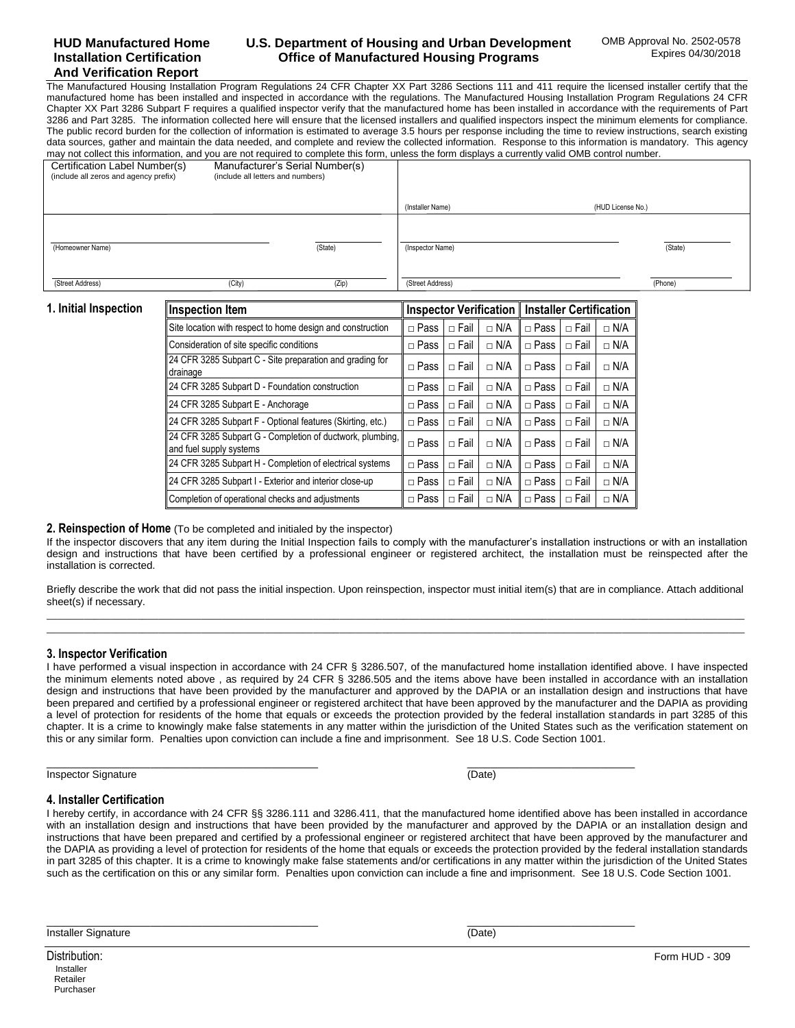**HUD Manufactured Home Installation Certification And Verification Report**

**U.S. Department of Housing and Urban Development**
**Office of Manufactured Housing Programs**

OMB Approval No. 2502-0578
Expires 04/30/2018

The Manufactured Housing Installation Program Regulations 24 CFR Chapter XX Part 3286 Sections 111 and 411 require the licensed installer certify that the manufactured home has been installed and inspected in accordance with the regulations. The Manufactured Housing Installation Program Regulations 24 CFR Chapter XX Part 3286 Subpart F requires a qualified inspector verify that the manufactured home has been installed in accordance with the requirements of Part 3286 and Part 3285. The information collected here will ensure that the licensed installers and qualified inspectors inspect the minimum elements for compliance. The public record burden for the collection of information is estimated to average 3.5 hours per response including the time to review instructions, search existing data sources, gather and maintain the data needed, and complete and review the collected information. Response to this information is mandatory. This agency may not collect this information, and you are not required to complete this form, unless the form displays a currently valid OMB control number.

| Certification Label Number(s) (include all zeros and agency prefix) | Manufacturer's Serial Number(s) (include all letters and numbers) | | | |
|---|---|---|---|---|
| | | | (Installer Name) | (HUD License No.) |
| (Homeowner Name) | | (State) | (Inspector Name) | (State) |
| (Street Address) | (City) | (Zip) | (Street Address) | (Phone) |

## 1. Initial Inspection

| Inspection Item | Inspector Verification | | | Installer Certification | | |
|---|---|---|---|---|---|---|
| Site location with respect to home design and construction | □ Pass | □ Fail | □ N/A | □ Pass | □ Fail | □ N/A |
| Consideration of site specific conditions | □ Pass | □ Fail | □ N/A | □ Pass | □ Fail | □ N/A |
| 24 CFR 3285 Subpart C - Site preparation and grading for drainage | □ Pass | □ Fail | □ N/A | □ Pass | □ Fail | □ N/A |
| 24 CFR 3285 Subpart D - Foundation construction | □ Pass | □ Fail | □ N/A | □ Pass | □ Fail | □ N/A |
| 24 CFR 3285 Subpart E - Anchorage | □ Pass | □ Fail | □ N/A | □ Pass | □ Fail | □ N/A |
| 24 CFR 3285 Subpart F - Optional features (Skirting, etc.) | □ Pass | □ Fail | □ N/A | □ Pass | □ Fail | □ N/A |
| 24 CFR 3285 Subpart G - Completion of ductwork, plumbing, and fuel supply systems | □ Pass | □ Fail | □ N/A | □ Pass | □ Fail | □ N/A |
| 24 CFR 3285 Subpart H - Completion of electrical systems | □ Pass | □ Fail | □ N/A | □ Pass | □ Fail | □ N/A |
| 24 CFR 3285 Subpart I - Exterior and interior close-up | □ Pass | □ Fail | □ N/A | □ Pass | □ Fail | □ N/A |
| Completion of operational checks and adjustments | □ Pass | □ Fail | □ N/A | □ Pass | □ Fail | □ N/A |

## 2. Reinspection of Home (To be completed and initialed by the inspector)

If the inspector discovers that any item during the Initial Inspection fails to comply with the manufacturer's installation instructions or with an installation design and instructions that have been certified by a professional engineer or registered architect, the installation must be reinspected after the installation is corrected.

Briefly describe the work that did not pass the initial inspection. Upon reinspection, inspector must initial item(s) that are in compliance. Attach additional sheet(s) if necessary.

______________________________________________________________________________

______________________________________________________________________________

## 3. Inspector Verification

I have performed a visual inspection in accordance with 24 CFR § 3286.507, of the manufactured home installation identified above. I have inspected the minimum elements noted above , as required by 24 CFR § 3286.505 and the items above have been installed in accordance with an installation design and instructions that have been provided by the manufacturer and approved by the DAPIA or an installation design and instructions that have been prepared and certified by a professional engineer or registered architect that have been approved by the manufacturer and the DAPIA as providing a level of protection for residents of the home that equals or exceeds the protection provided by the federal installation standards in part 3285 of this chapter. It is a crime to knowingly make false statements in any matter within the jurisdiction of the United States such as the verification statement on this or any similar form. Penalties upon conviction can include a fine and imprisonment. See 18 U.S. Code Section 1001.

______________________________ ______________________________
Inspector Signature (Date)

## 4. Installer Certification

I hereby certify, in accordance with 24 CFR §§ 3286.111 and 3286.411, that the manufactured home identified above has been installed in accordance with an installation design and instructions that have been provided by the manufacturer and approved by the DAPIA or an installation design and instructions that have been prepared and certified by a professional engineer or registered architect that have been approved by the manufacturer and the DAPIA as providing a level of protection for residents of the home that equals or exceeds the protection provided by the federal installation standards in part 3285 of this chapter. It is a crime to knowingly make false statements and/or certifications in any matter within the jurisdiction of the United States such as the certification on this or any similar form. Penalties upon conviction can include a fine and imprisonment. See 18 U.S. Code Section 1001.

______________________________ ______________________________
Installer Signature (Date)

Distribution:
Installer
Retailer
Purchaser

Form HUD - 309